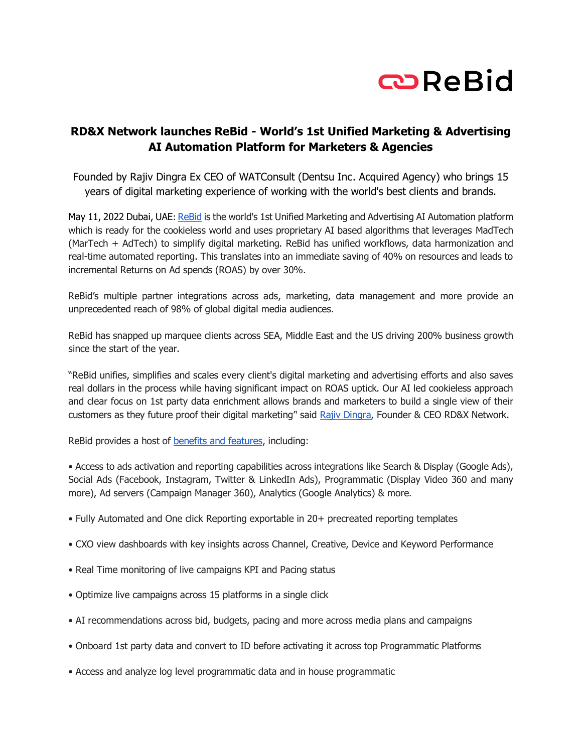ReBid

## RD&X Network launches ReBid - World's 1st Unified Marketing & Advertising AI Automation Platform for Marketers & Agencies

Founded by Rajiv Dingra Ex CEO of WATConsult (Dentsu Inc. Acquired Agency) who brings 15 years of digital marketing experience of working with the world's best clients and brands.

May 11, 2022 Dubai, UAE: [ReBid] is the world's 1st Unified Marketing and Advertising AI Automation platform which is ready for the cookieless world and uses proprietary AI based algorithms that leverages MadTech (MarTech + AdTech) to simplify digital marketing. ReBid has unified workflows, data harmonization and real-time automated reporting. This translates into an immediate saving of 40% on resources and leads to incremental Returns on Ad spends (ROAS) by over 30%.

ReBid's multiple partner integrations across ads, marketing, data management and more provide an unprecedented reach of 98% of global digital media audiences.

ReBid has snapped up marquee clients across SEA, Middle East and the US driving 200% business growth since the start of the year.

"ReBid unifies, simplifies and scales every client's digital marketing and advertising efforts and also saves real dollars in the process while having significant impact on ROAS uptick. Our AI led cookieless approach and clear focus on 1st party data enrichment allows brands and marketers to build a single view of their customers as they future proof their digital marketing" said [Rajiv Dingra], Founder & CEO RD&X Network.

ReBid provides a host of [benefits and features], including:

- Access to ads activation and reporting capabilities across integrations like Search & Display (Google Ads), Social Ads (Facebook, Instagram, Twitter & LinkedIn Ads), Programmatic (Display Video 360 and many more), Ad servers (Campaign Manager 360), Analytics (Google Analytics) & more.
- Fully Automated and One click Reporting exportable in 20+ precreated reporting templates
- CXO view dashboards with key insights across Channel, Creative, Device and Keyword Performance
- Real Time monitoring of live campaigns KPI and Pacing status
- Optimize live campaigns across 15 platforms in a single click
- AI recommendations across bid, budgets, pacing and more across media plans and campaigns
- Onboard 1st party data and convert to ID before activating it across top Programmatic Platforms
- Access and analyze log level programmatic data and in house programmatic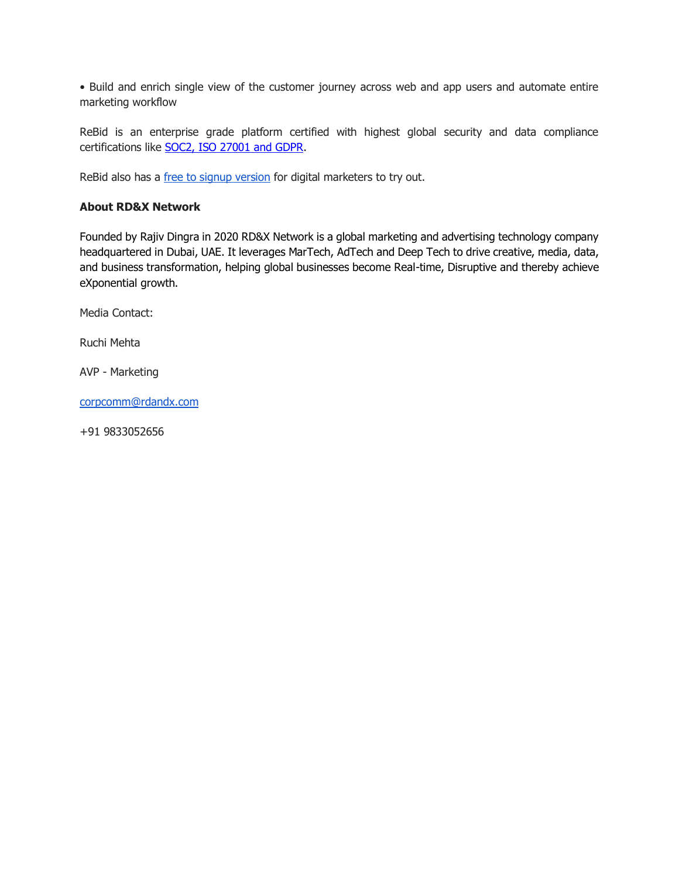• Build and enrich single view of the customer journey across web and app users and automate entire marketing workflow

ReBid is an enterprise grade platform certified with highest global security and data compliance certifications like SOC2, ISO 27001 and GDPR.

ReBid also has a free to signup version for digital marketers to try out.

**About RD&X Network**

Founded by Rajiv Dingra in 2020 RD&X Network is a global marketing and advertising technology company headquartered in Dubai, UAE. It leverages MarTech, AdTech and Deep Tech to drive creative, media, data, and business transformation, helping global businesses become Real-time, Disruptive and thereby achieve eXponential growth.

Media Contact:

Ruchi Mehta

AVP - Marketing

corpcomm@rdandx.com

+91 9833052656